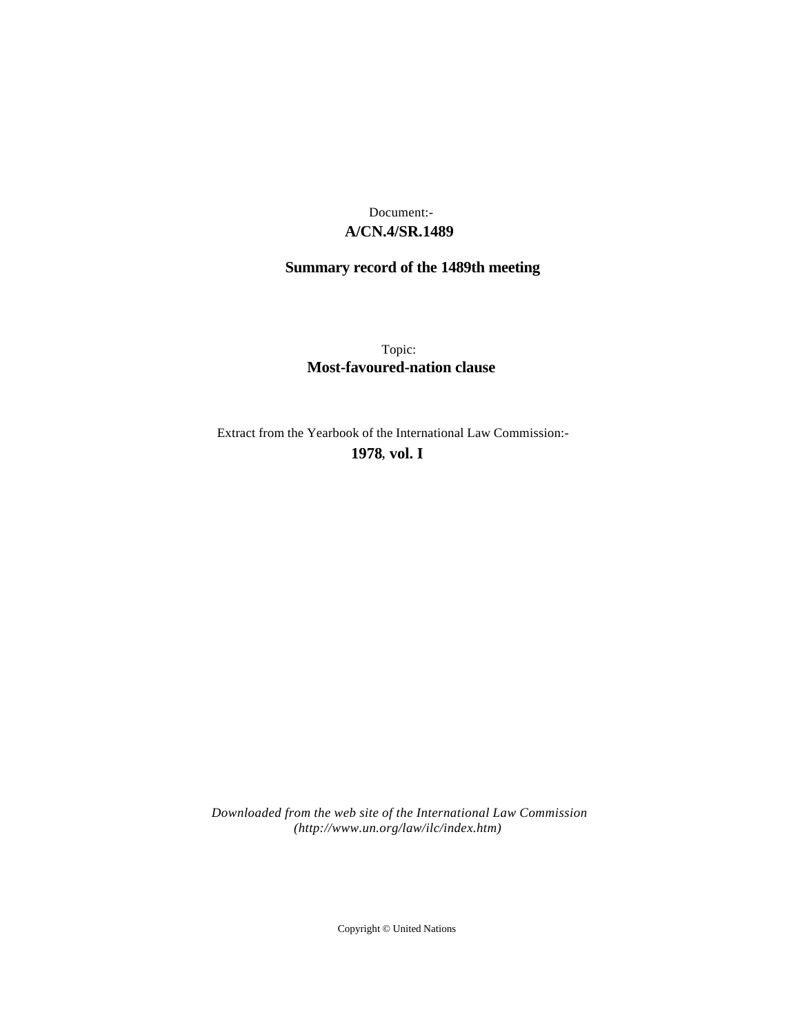Document:-

**A/CN.4/SR.1489**

**Summary record of the 1489th meeting**

Topic:

**Most-favoured-nation clause**

Extract from the Yearbook of the International Law Commission:-

**1978, vol. I**

*Downloaded from the web site of the International Law Commission (http://www.un.org/law/ilc/index.htm)*

Copyright © United Nations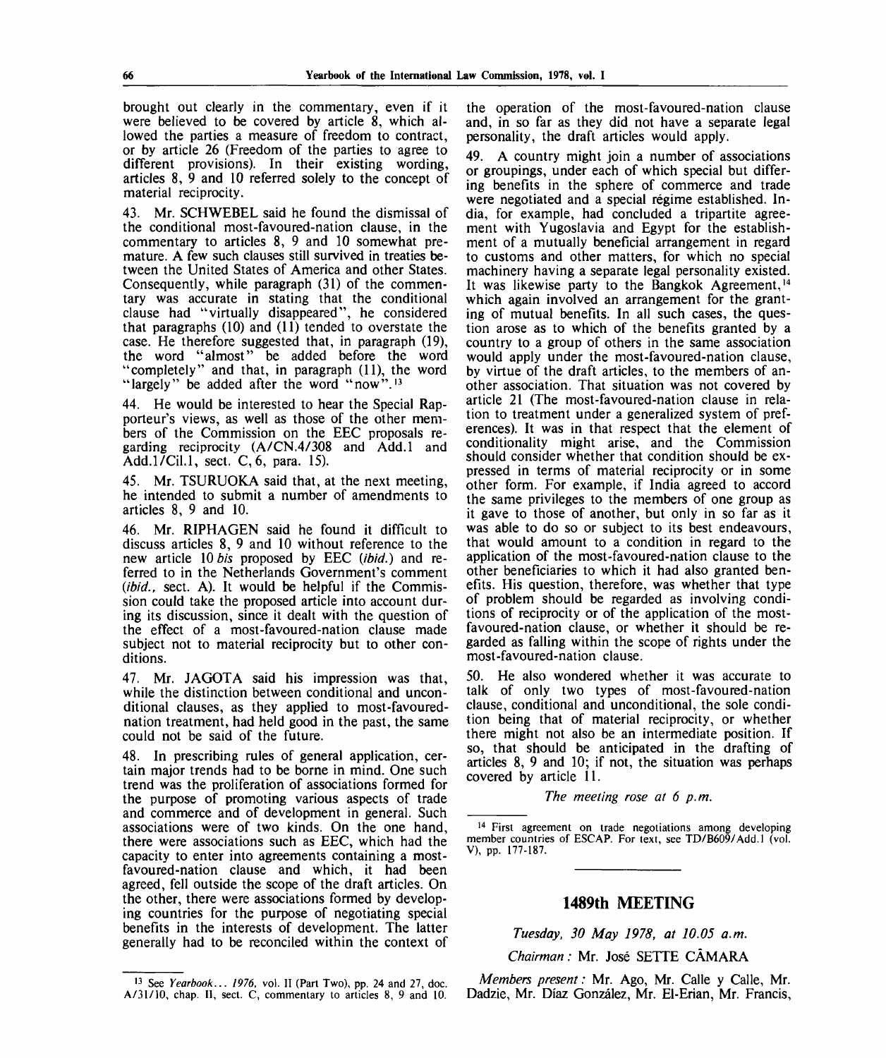brought out clearly in the commentary, even if it were believed to be covered by article 8, which allowed the parties a measure of freedom to contract, or by article 26 (Freedom of the parties to agree to different provisions). In their existing wording, articles 8, 9 and 10 referred solely to the concept of material reciprocity.

43. Mr. SCHWEBEL said he found the dismissal of the conditional most-favoured-nation clause, in the commentary to articles 8, 9 and 10 somewhat premature. A few such clauses still survived in treaties between the United States of America and other States. Consequently, while paragraph (31) of the commentary was accurate in stating that the conditional clause had "virtually disappeared", he considered that paragraphs (10) and (11) tended to overstate the case. He therefore suggested that, in paragraph (19), the word "almost" be added before the word "completely" and that, in paragraph (11), the word "largely" be added after the word "now".[13]

44. He would be interested to hear the Special Rapporteur's views, as well as those of the other members of the Commission on the EEC proposals regarding reciprocity (A/CN.4/308 and Add.1 and Add.1/Cil.1, sect. C, 6, para. 15).

45. Mr. TSURUOKA said that, at the next meeting, he intended to submit a number of amendments to articles 8, 9 and 10.

46. Mr. RIPHAGEN said he found it difficult to discuss articles 8, 9 and 10 without reference to the new article 10 *bis* proposed by EEC (*ibid.*) and referred to in the Netherlands Government's comment (*ibid.*, sect. A). It would be helpful if the Commission could take the proposed article into account during its discussion, since it dealt with the question of the effect of a most-favoured-nation clause made subject not to material reciprocity but to other conditions.

47. Mr. JAGOTA said his impression was that, while the distinction between conditional and unconditional clauses, as they applied to most-favoured-nation treatment, had held good in the past, the same could not be said of the future.

48. In prescribing rules of general application, certain major trends had to be borne in mind. One such trend was the proliferation of associations formed for the purpose of promoting various aspects of trade and commerce and of development in general. Such associations were of two kinds. On the one hand, there were associations such as EEC, which had the capacity to enter into agreements containing a most-favoured-nation clause and which, it had been agreed, fell outside the scope of the draft articles. On the other, there were associations formed by developing countries for the purpose of negotiating special benefits in the interests of development. The latter generally had to be reconciled within the context of the operation of the most-favoured-nation clause and, in so far as they did not have a separate legal personality, the draft articles would apply.

49. A country might join a number of associations or groupings, under each of which special but differing benefits in the sphere of commerce and trade were negotiated and a special régime established. India, for example, had concluded a tripartite agreement with Yugoslavia and Egypt for the establishment of a mutually beneficial arrangement in regard to customs and other matters, for which no special machinery having a separate legal personality existed. It was likewise party to the Bangkok Agreement,[14] which again involved an arrangement for the granting of mutual benefits. In all such cases, the question arose as to which of the benefits granted by a country to a group of others in the same association would apply under the most-favoured-nation clause, by virtue of the draft articles, to the members of another association. That situation was not covered by article 21 (The most-favoured-nation clause in relation to treatment under a generalized system of preferences). It was in that respect that the element of conditionality might arise, and the Commission should consider whether that condition should be expressed in terms of material reciprocity or in some other form. For example, if India agreed to accord the same privileges to the members of one group as it gave to those of another, but only in so far as it was able to do so or subject to its best endeavours, that would amount to a condition in regard to the application of the most-favoured-nation clause to the other beneficiaries to which it had also granted benefits. His question, therefore, was whether that type of problem should be regarded as involving conditions of reciprocity or of the application of the most-favoured-nation clause, or whether it should be regarded as falling within the scope of rights under the most-favoured-nation clause.

50. He also wondered whether it was accurate to talk of only two types of most-favoured-nation clause, conditional and unconditional, the sole condition being that of material reciprocity, or whether there might not also be an intermediate position. If so, that should be anticipated in the drafting of articles 8, 9 and 10; if not, the situation was perhaps covered by article 11.

*The meeting rose at 6 p.m.*

---

[13] See *Yearbook... 1976*, vol. II (Part Two), pp. 24 and 27, doc. A/31/10, chap. II, sect. C, commentary to articles 8, 9 and 10.

[14] First agreement on trade negotiations among developing member countries of ESCAP. For text, see TD/B609/Add.1 (vol. V), pp. 177-187.

---

## 1489th MEETING

*Tuesday, 30 May 1978, at 10.05 a.m.*

*Chairman:* Mr. José SETTE CÂMARA

*Members present:* Mr. Ago, Mr. Calle y Calle, Mr. Dadzie, Mr. Díaz González, Mr. El-Erian, Mr. Francis,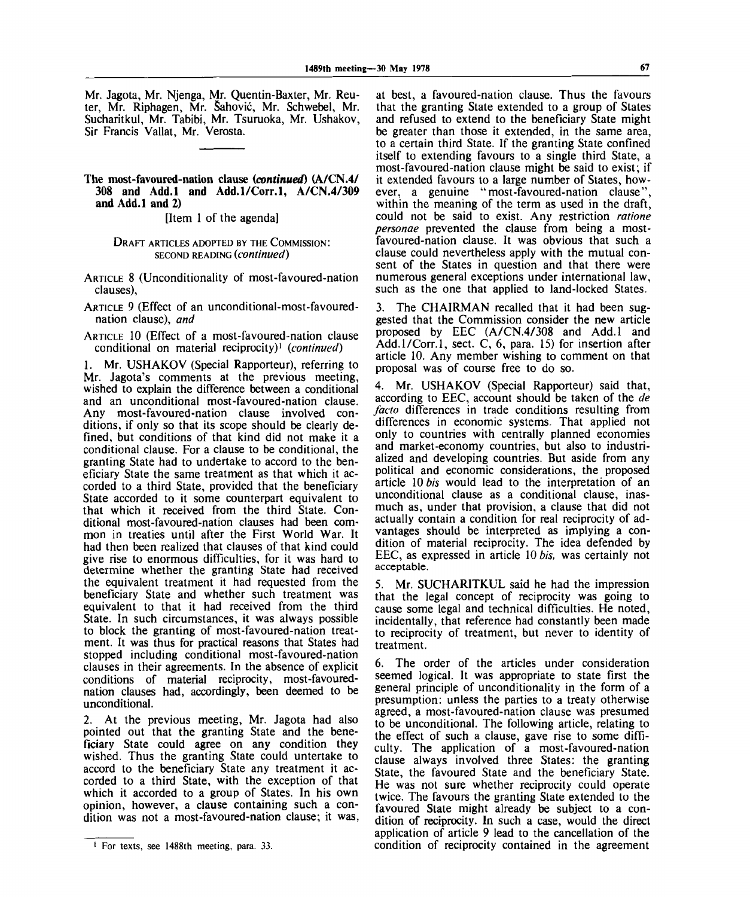Mr. Jagota, Mr. Njenga, Mr. Quentin-Baxter, Mr. Reuter, Mr. Riphagen, Mr. Šahović, Mr. Schwebel, Mr. Sucharitkul, Mr. Tabibi, Mr. Tsuruoka, Mr. Ushakov, Sir Francis Vallat, Mr. Verosta.

**The most-favoured-nation clause (*continued*) (A/CN.4/308 and Add.1 and Add.1/Corr.1, A/CN.4/309 and Add.1 and 2)**

[Item 1 of the agenda]

DRAFT ARTICLES ADOPTED BY THE COMMISSION: SECOND READING (*continued*)

ARTICLE 8 (Unconditionality of most-favoured-nation clauses),

ARTICLE 9 (Effect of an unconditional-most-favoured-nation clause), *and*

ARTICLE 10 (Effect of a most-favoured-nation clause conditional on material reciprocity)[1] (*continued*)

1. Mr. USHAKOV (Special Rapporteur), referring to Mr. Jagota's comments at the previous meeting, wished to explain the difference between a conditional and an unconditional most-favoured-nation clause. Any most-favoured-nation clause involved conditions, if only so that its scope should be clearly defined, but conditions of that kind did not make it a conditional clause. For a clause to be conditional, the granting State had to undertake to accord to the beneficiary State the same treatment as that which it accorded to a third State, provided that the beneficiary State accorded to it some counterpart equivalent to that which it received from the third State. Conditional most-favoured-nation clauses had been common in treaties until after the First World War. It had then been realized that clauses of that kind could give rise to enormous difficulties, for it was hard to determine whether the granting State had received the equivalent treatment it had requested from the beneficiary State and whether such treatment was equivalent to that it had received from the third State. In such circumstances, it was always possible to block the granting of most-favoured-nation treatment. It was thus for practical reasons that States had stopped including conditional most-favoured-nation clauses in their agreements. In the absence of explicit conditions of material reciprocity, most-favoured-nation clauses had, accordingly, been deemed to be unconditional.

2. At the previous meeting, Mr. Jagota had also pointed out that the granting State and the beneficiary State could agree on any condition they wished. Thus the granting State could undertake to accord to the beneficiary State any treatment it accorded to a third State, with the exception of that which it accorded to a group of States. In his own opinion, however, a clause containing such a condition was not a most-favoured-nation clause; it was, at best, a favoured-nation clause. Thus the favours that the granting State extended to a group of States and refused to extend to the beneficiary State might be greater than those it extended, in the same area, to a certain third State. If the granting State confined itself to extending favours to a single third State, a most-favoured-nation clause might be said to exist; if it extended favours to a large number of States, however, a genuine "most-favoured-nation clause", within the meaning of the term as used in the draft, could not be said to exist. Any restriction *ratione personae* prevented the clause from being a most-favoured-nation clause. It was obvious that such a clause could nevertheless apply with the mutual consent of the States in question and that there were numerous general exceptions under international law, such as the one that applied to land-locked States.

3. The CHAIRMAN recalled that it had been suggested that the Commission consider the new article proposed by EEC (A/CN.4/308 and Add.1 and Add.1/Corr.1, sect. C, 6, para. 15) for insertion after article 10. Any member wishing to comment on that proposal was of course free to do so.

4. Mr. USHAKOV (Special Rapporteur) said that, according to EEC, account should be taken of the *de facto* differences in trade conditions resulting from differences in economic systems. That applied not only to countries with centrally planned economies and market-economy countries, but also to industrialized and developing countries. But aside from any political and economic considerations, the proposed article 10 *bis* would lead to the interpretation of an unconditional clause as a conditional clause, inasmuch as, under that provision, a clause that did not actually contain a condition for real reciprocity of advantages should be interpreted as implying a condition of material reciprocity. The idea defended by EEC, as expressed in article 10 *bis*, was certainly not acceptable.

5. Mr. SUCHARITKUL said he had the impression that the legal concept of reciprocity was going to cause some legal and technical difficulties. He noted, incidentally, that reference had constantly been made to reciprocity of treatment, but never to identity of treatment.

6. The order of the articles under consideration seemed logical. It was appropriate to state first the general principle of unconditionality in the form of a presumption: unless the parties to a treaty otherwise agreed, a most-favoured-nation clause was presumed to be unconditional. The following article, relating to the effect of such a clause, gave rise to some difficulty. The application of a most-favoured-nation clause always involved three States: the granting State, the favoured State and the beneficiary State. He was not sure whether reciprocity could operate twice. The favours the granting State extended to the favoured State might already be subject to a condition of reciprocity. In such a case, would the direct application of article 9 lead to the cancellation of the condition of reciprocity contained in the agreement

[1] For texts, see 1488th meeting, para. 33.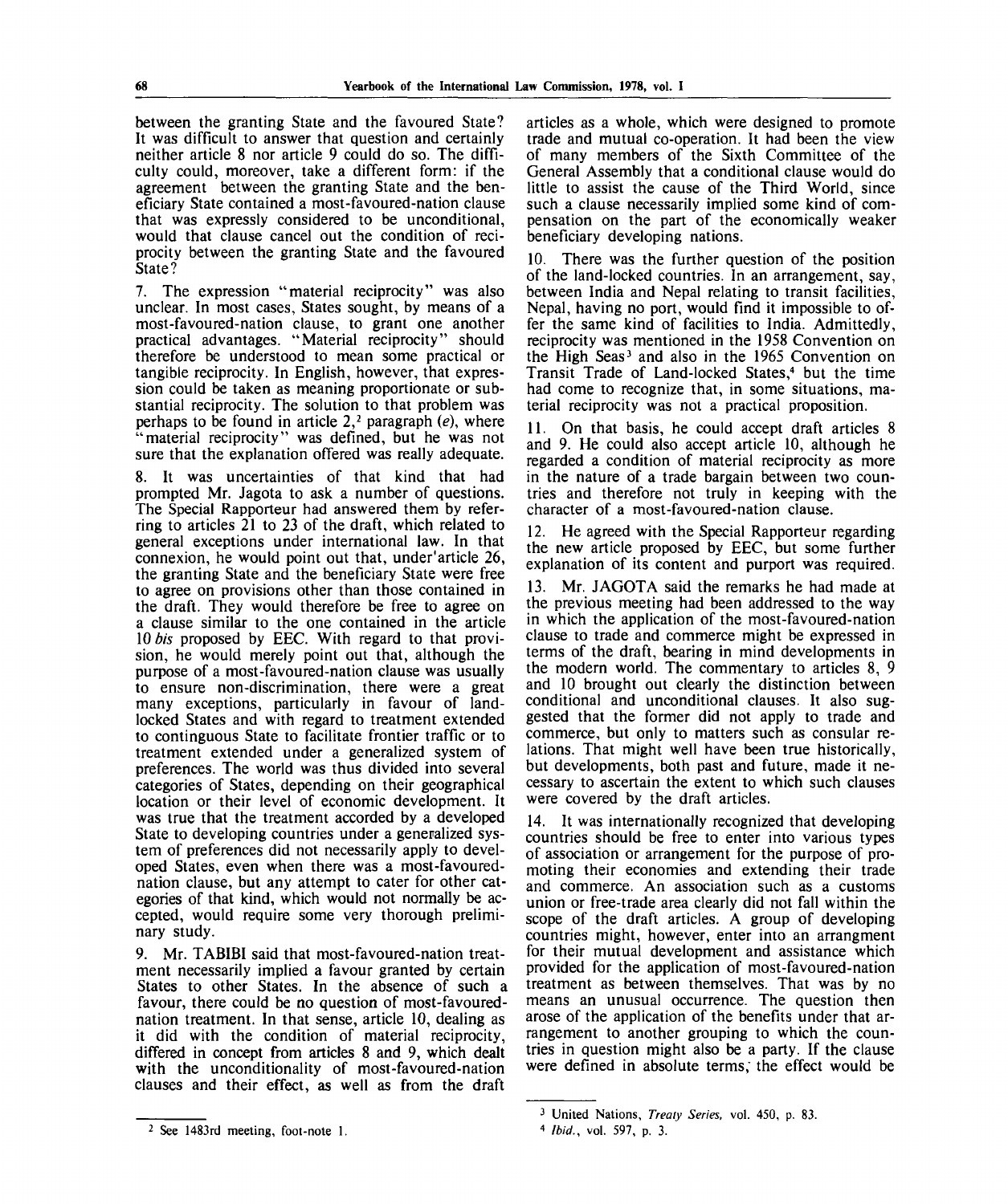between the granting State and the favoured State? It was difficult to answer that question and certainly neither article 8 nor article 9 could do so. The difficulty could, moreover, take a different form: if the agreement between the granting State and the beneficiary State contained a most-favoured-nation clause that was expressly considered to be unconditional, would that clause cancel out the condition of reciprocity between the granting State and the favoured State?

7. The expression "material reciprocity" was also unclear. In most cases, States sought, by means of a most-favoured-nation clause, to grant one another practical advantages. "Material reciprocity" should therefore be understood to mean some practical or tangible reciprocity. In English, however, that expression could be taken as meaning proportionate or substantial reciprocity. The solution to that problem was perhaps to be found in article 2,[2] paragraph (*e*), where "material reciprocity" was defined, but he was not sure that the explanation offered was really adequate.

8. It was uncertainties of that kind that had prompted Mr. Jagota to ask a number of questions. The Special Rapporteur had answered them by referring to articles 21 to 23 of the draft, which related to general exceptions under international law. In that connexion, he would point out that, under article 26, the granting State and the beneficiary State were free to agree on provisions other than those contained in the draft. They would therefore be free to agree on a clause similar to the one contained in the article 10 *bis* proposed by EEC. With regard to that provision, he would merely point out that, although the purpose of a most-favoured-nation clause was usually to ensure non-discrimination, there were a great many exceptions, particularly in favour of land-locked States and with regard to treatment extended to continguous State to facilitate frontier traffic or to treatment extended under a generalized system of preferences. The world was thus divided into several categories of States, depending on their geographical location or their level of economic development. It was true that the treatment accorded by a developed State to developing countries under a generalized system of preferences did not necessarily apply to developed States, even when there was a most-favoured-nation clause, but any attempt to cater for other categories of that kind, which would not normally be accepted, would require some very thorough preliminary study.

9. Mr. TABIBI said that most-favoured-nation treatment necessarily implied a favour granted by certain States to other States. In the absence of such a favour, there could be no question of most-favoured-nation treatment. In that sense, article 10, dealing as it did with the condition of material reciprocity, differed in concept from articles 8 and 9, which dealt with the unconditionality of most-favoured-nation clauses and their effect, as well as from the draft articles as a whole, which were designed to promote trade and mutual co-operation. It had been the view of many members of the Sixth Committee of the General Assembly that a conditional clause would do little to assist the cause of the Third World, since such a clause necessarily implied some kind of compensation on the part of the economically weaker beneficiary developing nations.

10. There was the further question of the position of the land-locked countries. In an arrangement, say, between India and Nepal relating to transit facilities, Nepal, having no port, would find it impossible to offer the same kind of facilities to India. Admittedly, reciprocity was mentioned in the 1958 Convention on the High Seas[3] and also in the 1965 Convention on Transit Trade of Land-locked States,[4] but the time had come to recognize that, in some situations, material reciprocity was not a practical proposition.

11. On that basis, he could accept draft articles 8 and 9. He could also accept article 10, although he regarded a condition of material reciprocity as more in the nature of a trade bargain between two countries and therefore not truly in keeping with the character of a most-favoured-nation clause.

12. He agreed with the Special Rapporteur regarding the new article proposed by EEC, but some further explanation of its content and purport was required.

13. Mr. JAGOTA said the remarks he had made at the previous meeting had been addressed to the way in which the application of the most-favoured-nation clause to trade and commerce might be expressed in terms of the draft, bearing in mind developments in the modern world. The commentary to articles 8, 9 and 10 brought out clearly the distinction between conditional and unconditional clauses. It also suggested that the former did not apply to trade and commerce, but only to matters such as consular relations. That might well have been true historically, but developments, both past and future, made it necessary to ascertain the extent to which such clauses were covered by the draft articles.

14. It was internationally recognized that developing countries should be free to enter into various types of association or arrangement for the purpose of promoting their economies and extending their trade and commerce. An association such as a customs union or free-trade area clearly did not fall within the scope of the draft articles. A group of developing countries might, however, enter into an arrangment for their mutual development and assistance which provided for the application of most-favoured-nation treatment as between themselves. That was by no means an unusual occurrence. The question then arose of the application of the benefits under that arrangement to another grouping to which the countries in question might also be a party. If the clause were defined in absolute terms, the effect would be

---

[2] See 1483rd meeting, foot-note 1.

[3] United Nations, *Treaty Series*, vol. 450, p. 83.

[4] *Ibid.*, vol. 597, p. 3.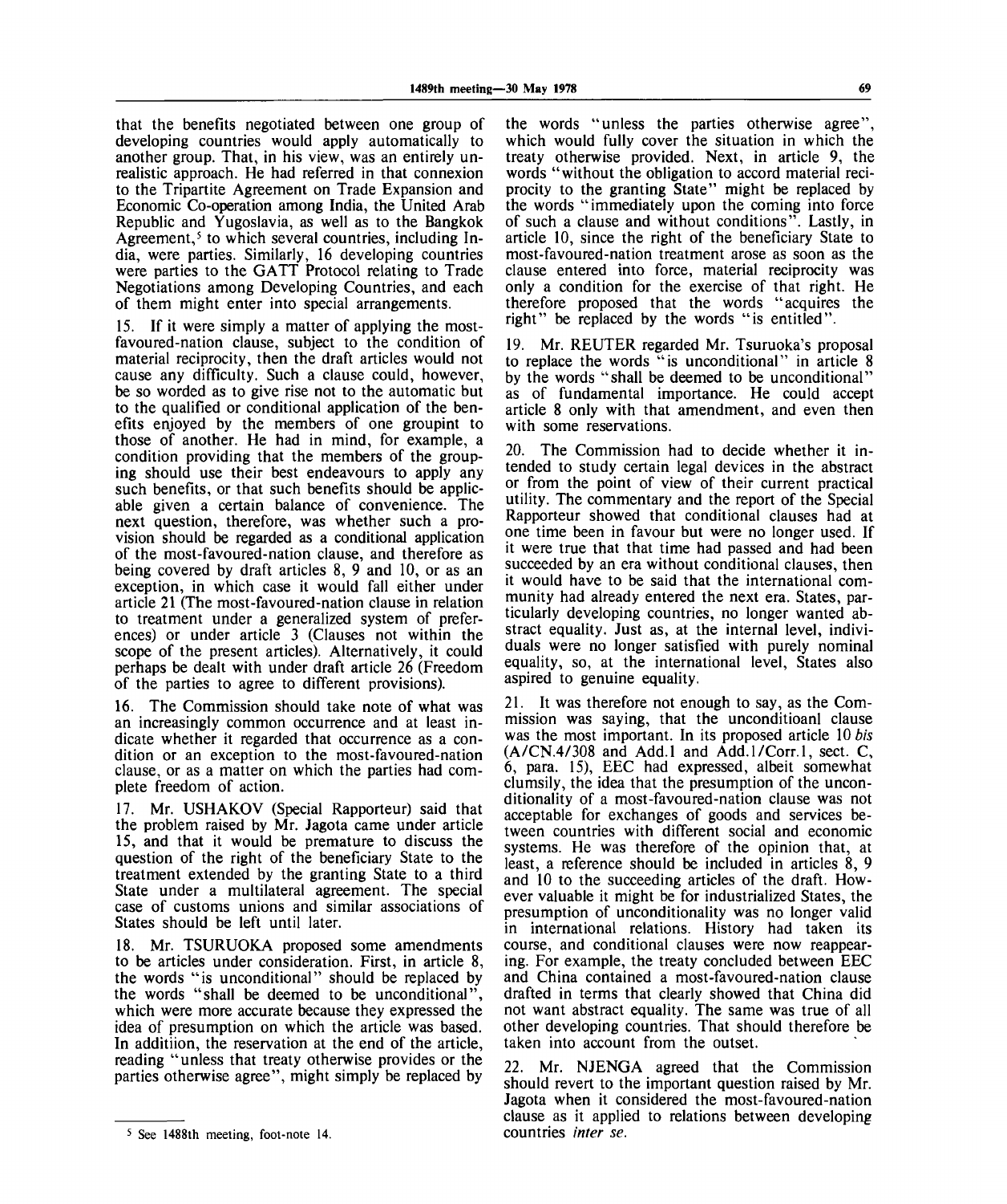that the benefits negotiated between one group of developing countries would apply automatically to another group. That, in his view, was an entirely unrealistic approach. He had referred in that connexion to the Tripartite Agreement on Trade Expansion and Economic Co-operation among India, the United Arab Republic and Yugoslavia, as well as to the Bangkok Agreement,[5] to which several countries, including India, were parties. Similarly, 16 developing countries were parties to the GATT Protocol relating to Trade Negotiations among Developing Countries, and each of them might enter into special arrangements.

15. If it were simply a matter of applying the most-favoured-nation clause, subject to the condition of material reciprocity, then the draft articles would not cause any difficulty. Such a clause could, however, be so worded as to give rise not to the automatic but to the qualified or conditional application of the benefits enjoyed by the members of one groupint to those of another. He had in mind, for example, a condition providing that the members of the grouping should use their best endeavours to apply any such benefits, or that such benefits should be applicable given a certain balance of convenience. The next question, therefore, was whether such a provision should be regarded as a conditional application of the most-favoured-nation clause, and therefore as being covered by draft articles 8, 9 and 10, or as an exception, in which case it would fall either under article 21 (The most-favoured-nation clause in relation to treatment under a generalized system of preferences) or under article 3 (Clauses not within the scope of the present articles). Alternatively, it could perhaps be dealt with under draft article 26 (Freedom of the parties to agree to different provisions).

16. The Commission should take note of what was an increasingly common occurrence and at least indicate whether it regarded that occurrence as a condition or an exception to the most-favoured-nation clause, or as a matter on which the parties had complete freedom of action.

17. Mr. USHAKOV (Special Rapporteur) said that the problem raised by Mr. Jagota came under article 15, and that it would be premature to discuss the question of the right of the beneficiary State to the treatment extended by the granting State to a third State under a multilateral agreement. The special case of customs unions and similar associations of States should be left until later.

18. Mr. TSURUOKA proposed some amendments to be articles under consideration. First, in article 8, the words "is unconditional" should be replaced by the words "shall be deemed to be unconditional", which were more accurate because they expressed the idea of presumption on which the article was based. In additiion, the reservation at the end of the article, reading "unless that treaty otherwise provides or the parties otherwise agree", might simply be replaced by the words "unless the parties otherwise agree", which would fully cover the situation in which the treaty otherwise provided. Next, in article 9, the words "without the obligation to accord material reciprocity to the granting State" might be replaced by the words "immediately upon the coming into force of such a clause and without conditions". Lastly, in article 10, since the right of the beneficiary State to most-favoured-nation treatment arose as soon as the clause entered into force, material reciprocity was only a condition for the exercise of that right. He therefore proposed that the words "acquires the right" be replaced by the words "is entitled".

19. Mr. REUTER regarded Mr. Tsuruoka's proposal to replace the words "is unconditional" in article 8 by the words "shall be deemed to be unconditional" as of fundamental importance. He could accept article 8 only with that amendment, and even then with some reservations.

20. The Commission had to decide whether it intended to study certain legal devices in the abstract or from the point of view of their current practical utility. The commentary and the report of the Special Rapporteur showed that conditional clauses had at one time been in favour but were no longer used. If it were true that that time had passed and had been succeeded by an era without conditional clauses, then it would have to be said that the international community had already entered the next era. States, particularly developing countries, no longer wanted abstract equality. Just as, at the internal level, individuals were no longer satisfied with purely nominal equality, so, at the international level, States also aspired to genuine equality.

21. It was therefore not enough to say, as the Commission was saying, that the unconditioanl clause was the most important. In its proposed article 10 *bis* (A/CN.4/308 and Add.1 and Add.1/Corr.1, sect. C, 6, para. 15), EEC had expressed, albeit somewhat clumsily, the idea that the presumption of the unconditionality of a most-favoured-nation clause was not acceptable for exchanges of goods and services between countries with different social and economic systems. He was therefore of the opinion that, at least, a reference should be included in articles 8, 9 and 10 to the succeeding articles of the draft. However valuable it might be for industrialized States, the presumption of unconditionality was no longer valid in international relations. History had taken its course, and conditional clauses were now reappearing. For example, the treaty concluded between EEC and China contained a most-favoured-nation clause drafted in terms that clearly showed that China did not want abstract equality. The same was true of all other developing countries. That should therefore be taken into account from the outset.

22. Mr. NJENGA agreed that the Commission should revert to the important question raised by Mr. Jagota when it considered the most-favoured-nation clause as it applied to relations between developing countries *inter se*.

---

[5] See 1488th meeting, foot-note 14.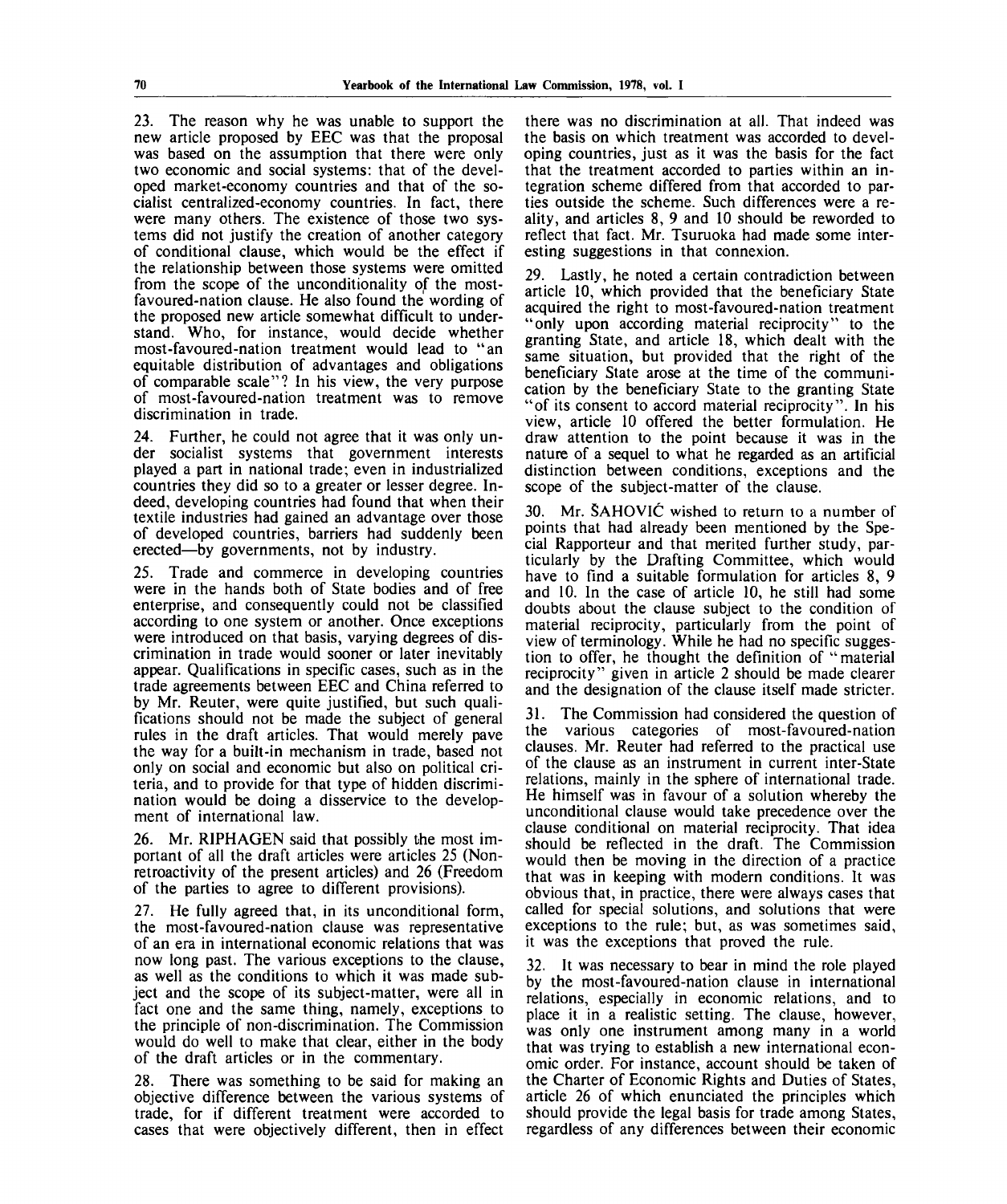23. The reason why he was unable to support the new article proposed by EEC was that the proposal was based on the assumption that there were only two economic and social systems: that of the developed market-economy countries and that of the socialist centralized-economy countries. In fact, there were many others. The existence of those two systems did not justify the creation of another category of conditional clause, which would be the effect if the relationship between those systems were omitted from the scope of the unconditionality of the most-favoured-nation clause. He also found the wording of the proposed new article somewhat difficult to understand. Who, for instance, would decide whether most-favoured-nation treatment would lead to "an equitable distribution of advantages and obligations of comparable scale"? In his view, the very purpose of most-favoured-nation treatment was to remove discrimination in trade.

24. Further, he could not agree that it was only under socialist systems that government interests played a part in national trade; even in industrialized countries they did so to a greater or lesser degree. Indeed, developing countries had found that when their textile industries had gained an advantage over those of developed countries, barriers had suddenly been erected—by governments, not by industry.

25. Trade and commerce in developing countries were in the hands both of State bodies and of free enterprise, and consequently could not be classified according to one system or another. Once exceptions were introduced on that basis, varying degrees of discrimination in trade would sooner or later inevitably appear. Qualifications in specific cases, such as in the trade agreements between EEC and China referred to by Mr. Reuter, were quite justified, but such qualifications should not be made the subject of general rules in the draft articles. That would merely pave the way for a built-in mechanism in trade, based not only on social and economic but also on political criteria, and to provide for that type of hidden discrimination would be doing a disservice to the development of international law.

26. Mr. RIPHAGEN said that possibly the most important of all the draft articles were articles 25 (Non-retroactivity of the present articles) and 26 (Freedom of the parties to agree to different provisions).

27. He fully agreed that, in its unconditional form, the most-favoured-nation clause was representative of an era in international economic relations that was now long past. The various exceptions to the clause, as well as the conditions to which it was made subject and the scope of its subject-matter, were all in fact one and the same thing, namely, exceptions to the principle of non-discrimination. The Commission would do well to make that clear, either in the body of the draft articles or in the commentary.

28. There was something to be said for making an objective difference between the various systems of trade, for if different treatment were accorded to cases that were objectively different, then in effect there was no discrimination at all. That indeed was the basis on which treatment was accorded to developing countries, just as it was the basis for the fact that the treatment accorded to parties within an integration scheme differed from that accorded to parties outside the scheme. Such differences were a reality, and articles 8, 9 and 10 should be reworded to reflect that fact. Mr. Tsuruoka had made some interesting suggestions in that connexion.

29. Lastly, he noted a certain contradiction between article 10, which provided that the beneficiary State acquired the right to most-favoured-nation treatment "only upon according material reciprocity" to the granting State, and article 18, which dealt with the same situation, but provided that the right of the beneficiary State arose at the time of the communication by the beneficiary State to the granting State "of its consent to accord material reciprocity". In his view, article 10 offered the better formulation. He draw attention to the point because it was in the nature of a sequel to what he regarded as an artificial distinction between conditions, exceptions and the scope of the subject-matter of the clause.

30. Mr. ŠAHOVIĆ wished to return to a number of points that had already been mentioned by the Special Rapporteur and that merited further study, particularly by the Drafting Committee, which would have to find a suitable formulation for articles 8, 9 and 10. In the case of article 10, he still had some doubts about the clause subject to the condition of material reciprocity, particularly from the point of view of terminology. While he had no specific suggestion to offer, he thought the definition of "material reciprocity" given in article 2 should be made clearer and the designation of the clause itself made stricter.

31. The Commission had considered the question of the various categories of most-favoured-nation clauses. Mr. Reuter had referred to the practical use of the clause as an instrument in current inter-State relations, mainly in the sphere of international trade. He himself was in favour of a solution whereby the unconditional clause would take precedence over the clause conditional on material reciprocity. That idea should be reflected in the draft. The Commission would then be moving in the direction of a practice that was in keeping with modern conditions. It was obvious that, in practice, there were always cases that called for special solutions, and solutions that were exceptions to the rule; but, as was sometimes said, it was the exceptions that proved the rule.

32. It was necessary to bear in mind the role played by the most-favoured-nation clause in international relations, especially in economic relations, and to place it in a realistic setting. The clause, however, was only one instrument among many in a world that was trying to establish a new international economic order. For instance, account should be taken of the Charter of Economic Rights and Duties of States, article 26 of which enunciated the principles which should provide the legal basis for trade among States, regardless of any differences between their economic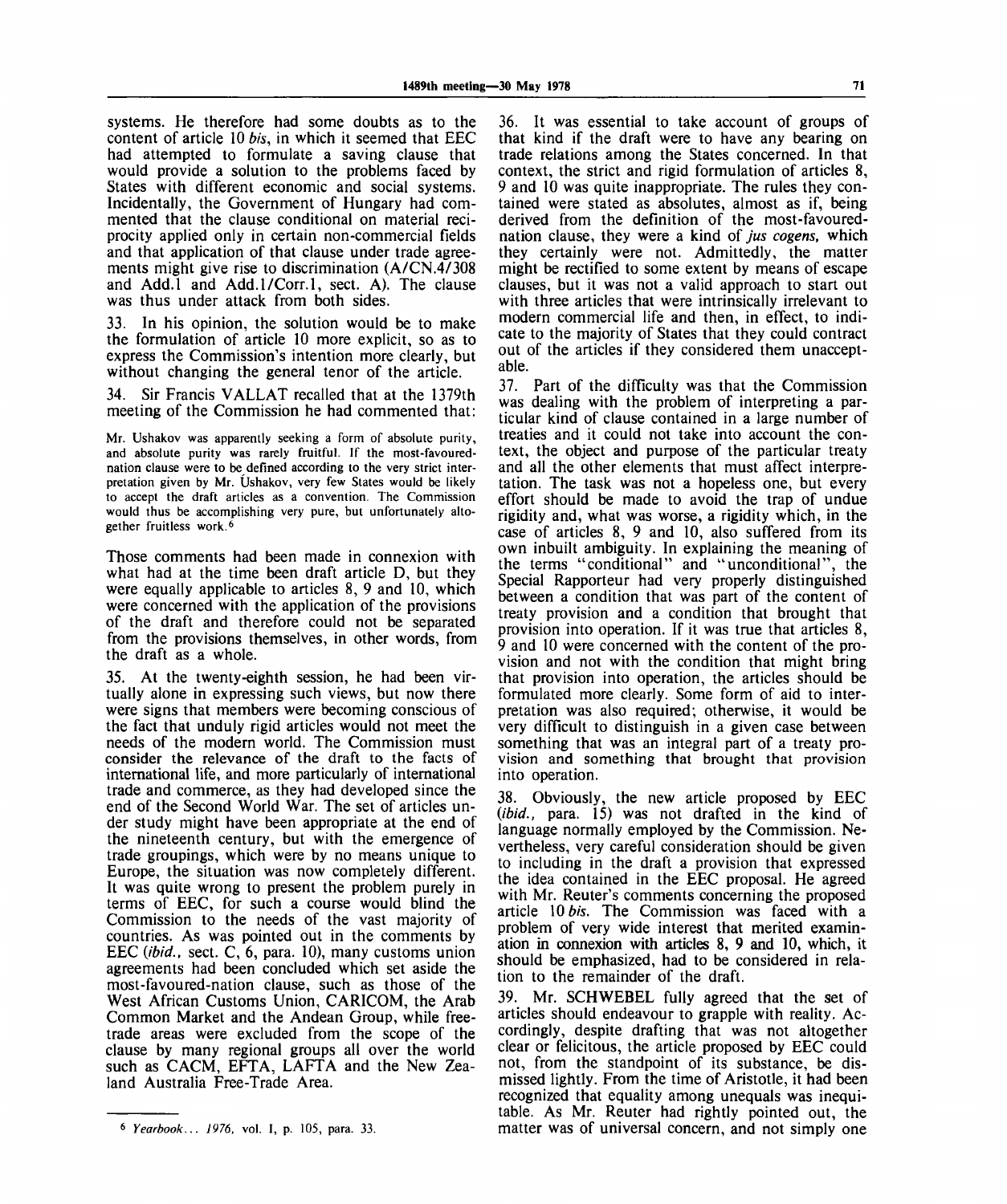systems. He therefore had some doubts as to the content of article 10 *bis*, in which it seemed that EEC had attempted to formulate a saving clause that would provide a solution to the problems faced by States with different economic and social systems. Incidentally, the Government of Hungary had commented that the clause conditional on material reciprocity applied only in certain non-commercial fields and that application of that clause under trade agreements might give rise to discrimination (A/CN.4/308 and Add.1 and Add.1/Corr.1, sect. A). The clause was thus under attack from both sides.

33. In his opinion, the solution would be to make the formulation of article 10 more explicit, so as to express the Commission's intention more clearly, but without changing the general tenor of the article.

34. Sir Francis VALLAT recalled that at the 1379th meeting of the Commission he had commented that:

> Mr. Ushakov was apparently seeking a form of absolute purity, and absolute purity was rarely fruitful. If the most-favoured-nation clause were to be defined according to the very strict interpretation given by Mr. Ushakov, very few States would be likely to accept the draft articles as a convention. The Commission would thus be accomplishing very pure, but unfortunately altogether fruitless work.[6]

Those comments had been made in connexion with what had at the time been draft article D, but they were equally applicable to articles 8, 9 and 10, which were concerned with the application of the provisions of the draft and therefore could not be separated from the provisions themselves, in other words, from the draft as a whole.

35. At the twenty-eighth session, he had been virtually alone in expressing such views, but now there were signs that members were becoming conscious of the fact that unduly rigid articles would not meet the needs of the modern world. The Commission must consider the relevance of the draft to the facts of international life, and more particularly of international trade and commerce, as they had developed since the end of the Second World War. The set of articles under study might have been appropriate at the end of the nineteenth century, but with the emergence of trade groupings, which were by no means unique to Europe, the situation was now completely different. It was quite wrong to present the problem purely in terms of EEC, for such a course would blind the Commission to the needs of the vast majority of countries. As was pointed out in the comments by EEC (*ibid.*, sect. C, 6, para. 10), many customs union agreements had been concluded which set aside the most-favoured-nation clause, such as those of the West African Customs Union, CARICOM, the Arab Common Market and the Andean Group, while free-trade areas were excluded from the scope of the clause by many regional groups all over the world such as CACM, EFTA, LAFTA and the New Zealand Australia Free-Trade Area.

36. It was essential to take account of groups of that kind if the draft were to have any bearing on trade relations among the States concerned. In that context, the strict and rigid formulation of articles 8, 9 and 10 was quite inappropriate. The rules they contained were stated as absolutes, almost as if, being derived from the definition of the most-favoured-nation clause, they were a kind of *jus cogens*, which they certainly were not. Admittedly, the matter might be rectified to some extent by means of escape clauses, but it was not a valid approach to start out with three articles that were intrinsically irrelevant to modern commercial life and then, in effect, to indicate to the majority of States that they could contract out of the articles if they considered them unacceptable.

37. Part of the difficulty was that the Commission was dealing with the problem of interpreting a particular kind of clause contained in a large number of treaties and it could not take into account the context, the object and purpose of the particular treaty and all the other elements that must affect interpretation. The task was not a hopeless one, but every effort should be made to avoid the trap of undue rigidity and, what was worse, a rigidity which, in the case of articles 8, 9 and 10, also suffered from its own inbuilt ambiguity. In explaining the meaning of the terms "conditional" and "unconditional", the Special Rapporteur had very properly distinguished between a condition that was part of the content of treaty provision and a condition that brought that provision into operation. If it was true that articles 8, 9 and 10 were concerned with the content of the provision and not with the condition that might bring that provision into operation, the articles should be formulated more clearly. Some form of aid to interpretation was also required; otherwise, it would be very difficult to distinguish in a given case between something that was an integral part of a treaty provision and something that brought that provision into operation.

38. Obviously, the new article proposed by EEC (*ibid.*, para. 15) was not drafted in the kind of language normally employed by the Commission. Nevertheless, very careful consideration should be given to including in the draft a provision that expressed the idea contained in the EEC proposal. He agreed with Mr. Reuter's comments concerning the proposed article 10 *bis*. The Commission was faced with a problem of very wide interest that merited examination in connexion with articles 8, 9 and 10, which, it should be emphasized, had to be considered in relation to the remainder of the draft.

39. Mr. SCHWEBEL fully agreed that the set of articles should endeavour to grapple with reality. Accordingly, despite drafting that was not altogether clear or felicitous, the article proposed by EEC could not, from the standpoint of its substance, be dismissed lightly. From the time of Aristotle, it had been recognized that equality among unequals was inequitable. As Mr. Reuter had rightly pointed out, the matter was of universal concern, and not simply one

---

[6] *Yearbook... 1976*, vol. I, p. 105, para. 33.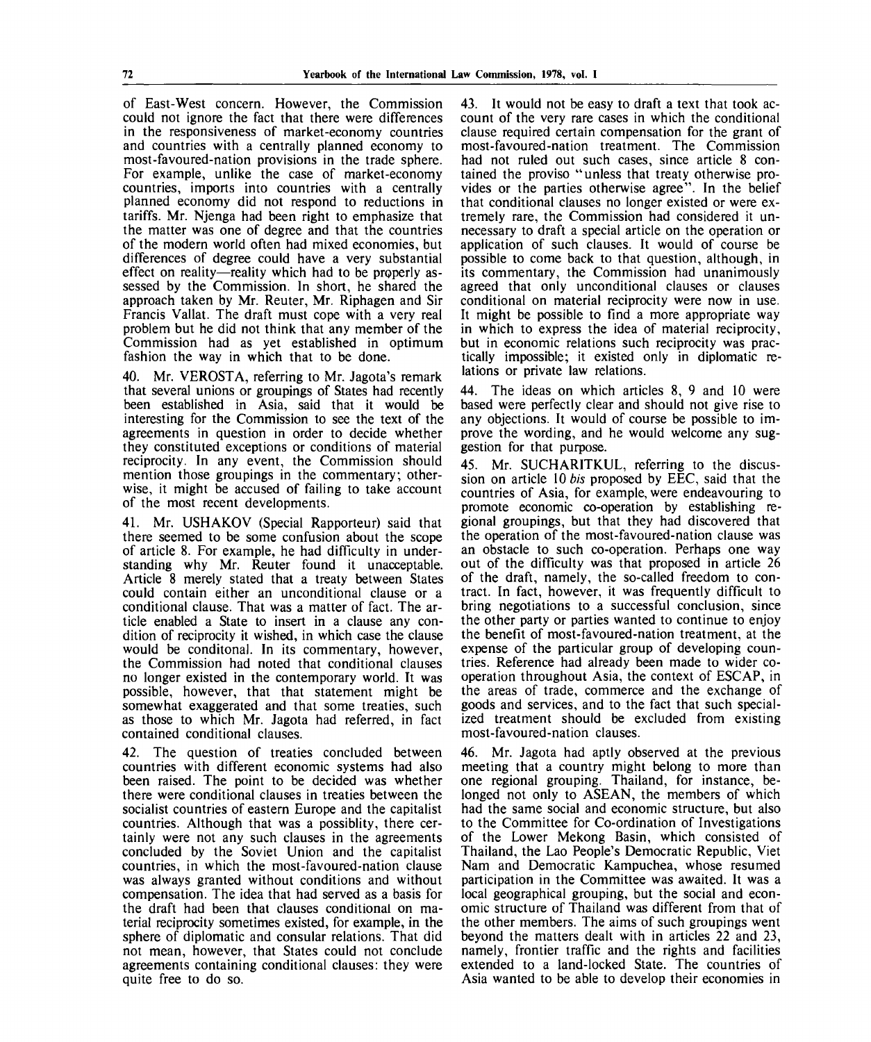of East-West concern. However, the Commission could not ignore the fact that there were differences in the responsiveness of market-economy countries and countries with a centrally planned economy to most-favoured-nation provisions in the trade sphere. For example, unlike the case of market-economy countries, imports into countries with a centrally planned economy did not respond to reductions in tariffs. Mr. Njenga had been right to emphasize that the matter was one of degree and that the countries of the modern world often had mixed economies, but differences of degree could have a very substantial effect on reality—reality which had to be properly assessed by the Commission. In short, he shared the approach taken by Mr. Reuter, Mr. Riphagen and Sir Francis Vallat. The draft must cope with a very real problem but he did not think that any member of the Commission had as yet established in optimum fashion the way in which that to be done.

40. Mr. VEROSTA, referring to Mr. Jagota's remark that several unions or groupings of States had recently been established in Asia, said that it would be interesting for the Commission to see the text of the agreements in question in order to decide whether they constituted exceptions or conditions of material reciprocity. In any event, the Commission should mention those groupings in the commentary; otherwise, it might be accused of failing to take account of the most recent developments.

41. Mr. USHAKOV (Special Rapporteur) said that there seemed to be some confusion about the scope of article 8. For example, he had difficulty in understanding why Mr. Reuter found it unacceptable. Article 8 merely stated that a treaty between States could contain either an unconditional clause or a conditional clause. That was a matter of fact. The article enabled a State to insert in a clause any condition of reciprocity it wished, in which case the clause would be conditonal. In its commentary, however, the Commission had noted that conditional clauses no longer existed in the contemporary world. It was possible, however, that that statement might be somewhat exaggerated and that some treaties, such as those to which Mr. Jagota had referred, in fact contained conditional clauses.

42. The question of treaties concluded between countries with different economic systems had also been raised. The point to be decided was whether there were conditional clauses in treaties between the socialist countries of eastern Europe and the capitalist countries. Although that was a possiblity, there certainly were not any such clauses in the agreements concluded by the Soviet Union and the capitalist countries, in which the most-favoured-nation clause was always granted without conditions and without compensation. The idea that had served as a basis for the draft had been that clauses conditional on material reciprocity sometimes existed, for example, in the sphere of diplomatic and consular relations. That did not mean, however, that States could not conclude agreements containing conditional clauses: they were quite free to do so.

43. It would not be easy to draft a text that took account of the very rare cases in which the conditional clause required certain compensation for the grant of most-favoured-nation treatment. The Commission had not ruled out such cases, since article 8 contained the proviso "unless that treaty otherwise provides or the parties otherwise agree". In the belief that conditional clauses no longer existed or were extremely rare, the Commission had considered it unnecessary to draft a special article on the operation or application of such clauses. It would of course be possible to come back to that question, although, in its commentary, the Commission had unanimously agreed that only unconditional clauses or clauses conditional on material reciprocity were now in use. It might be possible to find a more appropriate way in which to express the idea of material reciprocity, but in economic relations such reciprocity was practically impossible; it existed only in diplomatic relations or private law relations.

44. The ideas on which articles 8, 9 and 10 were based were perfectly clear and should not give rise to any objections. It would of course be possible to improve the wording, and he would welcome any suggestion for that purpose.

45. Mr. SUCHARITKUL, referring to the discussion on article 10 *bis* proposed by EEC, said that the countries of Asia, for example, were endeavouring to promote economic co-operation by establishing regional groupings, but that they had discovered that the operation of the most-favoured-nation clause was an obstacle to such co-operation. Perhaps one way out of the difficulty was that proposed in article 26 of the draft, namely, the so-called freedom to contract. In fact, however, it was frequently difficult to bring negotiations to a successful conclusion, since the other party or parties wanted to continue to enjoy the benefit of most-favoured-nation treatment, at the expense of the particular group of developing countries. Reference had already been made to wider co-operation throughout Asia, the context of ESCAP, in the areas of trade, commerce and the exchange of goods and services, and to the fact that such specialized treatment should be excluded from existing most-favoured-nation clauses.

46. Mr. Jagota had aptly observed at the previous meeting that a country might belong to more than one regional grouping. Thailand, for instance, belonged not only to ASEAN, the members of which had the same social and economic structure, but also to the Committee for Co-ordination of Investigations of the Lower Mekong Basin, which consisted of Thailand, the Lao People's Democratic Republic, Viet Nam and Democratic Kampuchea, whose resumed participation in the Committee was awaited. It was a local geographical grouping, but the social and economic structure of Thailand was different from that of the other members. The aims of such groupings went beyond the matters dealt with in articles 22 and 23, namely, frontier traffic and the rights and facilities extended to a land-locked State. The countries of Asia wanted to be able to develop their economies in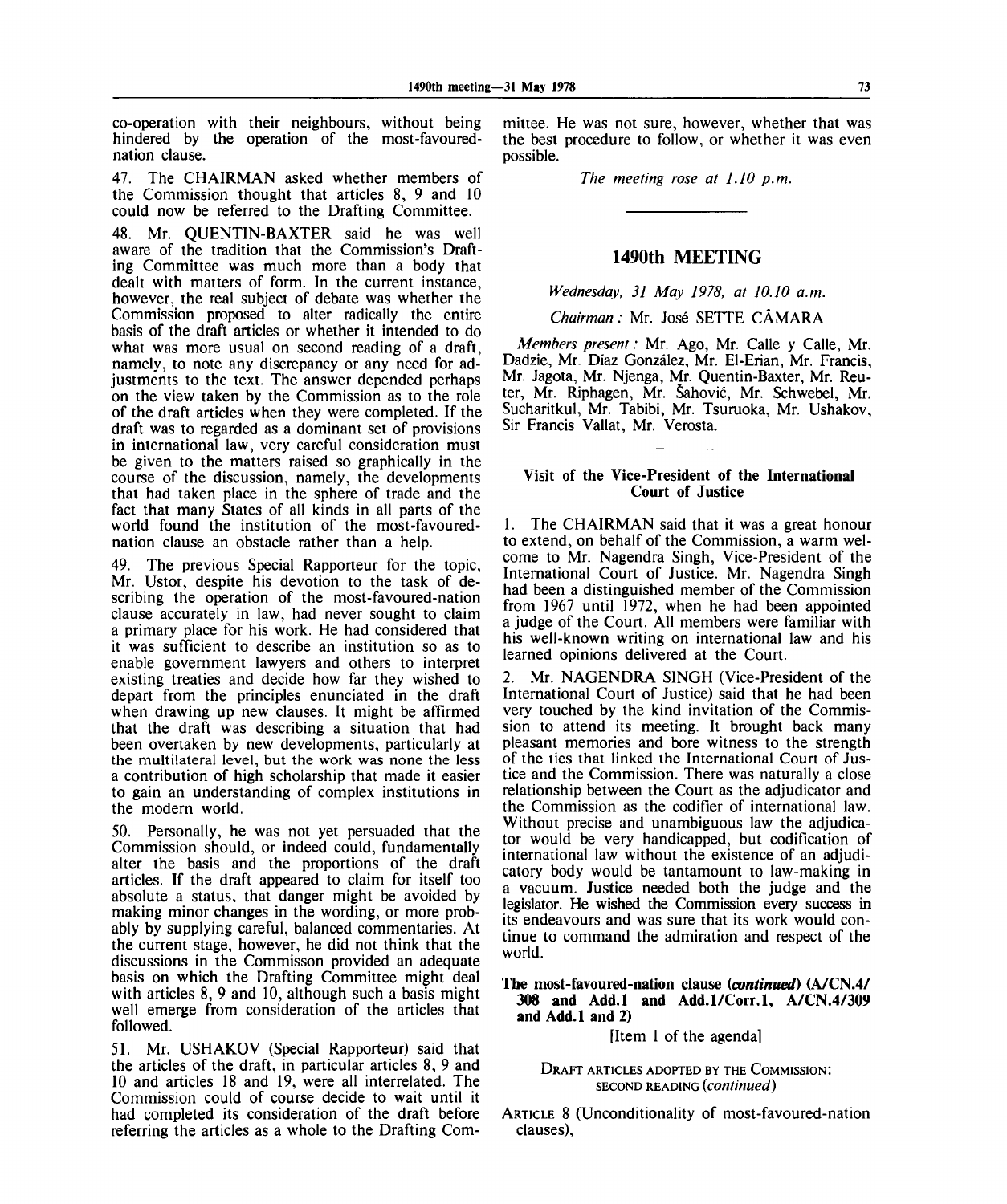co-operation with their neighbours, without being hindered by the operation of the most-favoured-nation clause.

47. The CHAIRMAN asked whether members of the Commission thought that articles 8, 9 and 10 could now be referred to the Drafting Committee.

48. Mr. QUENTIN-BAXTER said he was well aware of the tradition that the Commission's Drafting Committee was much more than a body that dealt with matters of form. In the current instance, however, the real subject of debate was whether the Commission proposed to alter radically the entire basis of the draft articles or whether it intended to do what was more usual on second reading of a draft, namely, to note any discrepancy or any need for adjustments to the text. The answer depended perhaps on the view taken by the Commission as to the role of the draft articles when they were completed. If the draft was to regarded as a dominant set of provisions in international law, very careful consideration must be given to the matters raised so graphically in the course of the discussion, namely, the developments that had taken place in the sphere of trade and the fact that many States of all kinds in all parts of the world found the institution of the most-favoured-nation clause an obstacle rather than a help.

49. The previous Special Rapporteur for the topic, Mr. Ustor, despite his devotion to the task of describing the operation of the most-favoured-nation clause accurately in law, had never sought to claim a primary place for his work. He had considered that it was sufficient to describe an institution so as to enable government lawyers and others to interpret existing treaties and decide how far they wished to depart from the principles enunciated in the draft when drawing up new clauses. It might be affirmed that the draft was describing a situation that had been overtaken by new developments, particularly at the multilateral level, but the work was none the less a contribution of high scholarship that made it easier to gain an understanding of complex institutions in the modern world.

50. Personally, he was not yet persuaded that the Commission should, or indeed could, fundamentally alter the basis and the proportions of the draft articles. If the draft appeared to claim for itself too absolute a status, that danger might be avoided by making minor changes in the wording, or more probably by supplying careful, balanced commentaries. At the current stage, however, he did not think that the discussions in the Commisson provided an adequate basis on which the Drafting Committee might deal with articles 8, 9 and 10, although such a basis might well emerge from consideration of the articles that followed.

51. Mr. USHAKOV (Special Rapporteur) said that the articles of the draft, in particular articles 8, 9 and 10 and articles 18 and 19, were all interrelated. The Commission could of course decide to wait until it had completed its consideration of the draft before referring the articles as a whole to the Drafting Committee. He was not sure, however, whether that was the best procedure to follow, or whether it was even possible.

*The meeting rose at 1.10 p.m.*

---

## 1490th MEETING

*Wednesday, 31 May 1978, at 10.10 a.m.*

*Chairman:* Mr. José SETTE CÂMARA

*Members present:* Mr. Ago, Mr. Calle y Calle, Mr. Dadzie, Mr. Díaz González, Mr. El-Erian, Mr. Francis, Mr. Jagota, Mr. Njenga, Mr. Quentin-Baxter, Mr. Reuter, Mr. Riphagen, Mr. Šahović, Mr. Schwebel, Mr. Sucharitkul, Mr. Tabibi, Mr. Tsuruoka, Mr. Ushakov, Sir Francis Vallat, Mr. Verosta.

---

### Visit of the Vice-President of the International Court of Justice

1. The CHAIRMAN said that it was a great honour to extend, on behalf of the Commission, a warm welcome to Mr. Nagendra Singh, Vice-President of the International Court of Justice. Mr. Nagendra Singh had been a distinguished member of the Commission from 1967 until 1972, when he had been appointed a judge of the Court. All members were familiar with his well-known writing on international law and his learned opinions delivered at the Court.

2. Mr. NAGENDRA SINGH (Vice-President of the International Court of Justice) said that he had been very touched by the kind invitation of the Commission to attend its meeting. It brought back many pleasant memories and bore witness to the strength of the ties that linked the International Court of Justice and the Commission. There was naturally a close relationship between the Court as the adjudicator and the Commission as the codifier of international law. Without precise and unambiguous law the adjudicator would be very handicapped, but codification of international law without the existence of an adjudicatory body would be tantamount to law-making in a vacuum. Justice needed both the judge and the legislator. He wished the Commission every success in its endeavours and was sure that its work would continue to command the admiration and respect of the world.

### The most-favoured-nation clause (*continued*) (A/CN.4/308 and Add.1 and Add.1/Corr.1, A/CN.4/309 and Add.1 and 2)

[Item 1 of the agenda]

DRAFT ARTICLES ADOPTED BY THE COMMISSION: SECOND READING (*continued*)

ARTICLE 8 (Unconditionality of most-favoured-nation clauses),